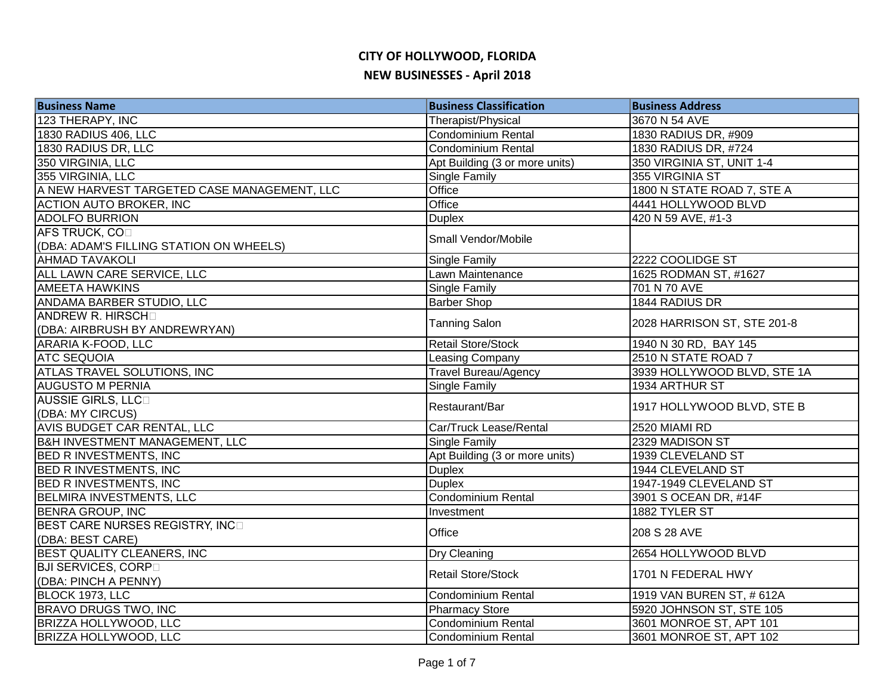# CITY OF HOLLYWOOD, FLORIDA

## NEW BUSINESSES - April 2018

| Business Name | Business Classification | Business Address |
|---|---|---|
| 123 THERAPY, INC | Therapist/Physical | 3670 N 54 AVE |
| 1830 RADIUS 406, LLC | Condominium Rental | 1830 RADIUS DR, #909 |
| 1830 RADIUS DR, LLC | Condominium Rental | 1830 RADIUS DR, #724 |
| 350 VIRGINIA, LLC | Apt Building (3 or more units) | 350 VIRGINIA ST, UNIT 1-4 |
| 355 VIRGINIA, LLC | Single Family | 355 VIRGINIA ST |
| A NEW HARVEST TARGETED CASE MANAGEMENT, LLC | Office | 1800 N STATE ROAD 7, STE A |
| ACTION AUTO BROKER, INC | Office | 4441 HOLLYWOOD BLVD |
| ADOLFO BURRION | Duplex | 420 N 59 AVE, #1-3 |
| AFS TRUCK, CO (DBA: ADAM'S FILLING STATION ON WHEELS) | Small Vendor/Mobile | |
| AHMAD TAVAKOLI | Single Family | 2222 COOLIDGE ST |
| ALL LAWN CARE SERVICE, LLC | Lawn Maintenance | 1625 RODMAN ST, #1627 |
| AMEETA HAWKINS | Single Family | 701 N 70 AVE |
| ANDAMA BARBER STUDIO, LLC | Barber Shop | 1844 RADIUS DR |
| ANDREW R. HIRSCH (DBA: AIRBRUSH BY ANDREWRYAN) | Tanning Salon | 2028 HARRISON ST, STE 201-8 |
| ARARIA K-FOOD, LLC | Retail Store/Stock | 1940 N 30 RD, BAY 145 |
| ATC SEQUOIA | Leasing Company | 2510 N STATE ROAD 7 |
| ATLAS TRAVEL SOLUTIONS, INC | Travel Bureau/Agency | 3939 HOLLYWOOD BLVD, STE 1A |
| AUGUSTO M PERNIA | Single Family | 1934 ARTHUR ST |
| AUSSIE GIRLS, LLC (DBA: MY CIRCUS) | Restaurant/Bar | 1917 HOLLYWOOD BLVD, STE B |
| AVIS BUDGET CAR RENTAL, LLC | Car/Truck Lease/Rental | 2520 MIAMI RD |
| B&H INVESTMENT MANAGEMENT, LLC | Single Family | 2329 MADISON ST |
| BED R INVESTMENTS, INC | Apt Building (3 or more units) | 1939 CLEVELAND ST |
| BED R INVESTMENTS, INC | Duplex | 1944 CLEVELAND ST |
| BED R INVESTMENTS, INC | Duplex | 1947-1949 CLEVELAND ST |
| BELMIRA INVESTMENTS, LLC | Condominium Rental | 3901 S OCEAN DR, #14F |
| BENRA GROUP, INC | Investment | 1882 TYLER ST |
| BEST CARE NURSES REGISTRY, INC (DBA: BEST CARE) | Office | 208 S 28 AVE |
| BEST QUALITY CLEANERS, INC | Dry Cleaning | 2654 HOLLYWOOD BLVD |
| BJI SERVICES, CORP (DBA: PINCH A PENNY) | Retail Store/Stock | 1701 N FEDERAL HWY |
| BLOCK 1973, LLC | Condominium Rental | 1919 VAN BUREN ST, # 612A |
| BRAVO DRUGS TWO, INC | Pharmacy Store | 5920 JOHNSON ST, STE 105 |
| BRIZZA HOLLYWOOD, LLC | Condominium Rental | 3601 MONROE ST, APT 101 |
| BRIZZA HOLLYWOOD, LLC | Condominium Rental | 3601 MONROE ST, APT 102 |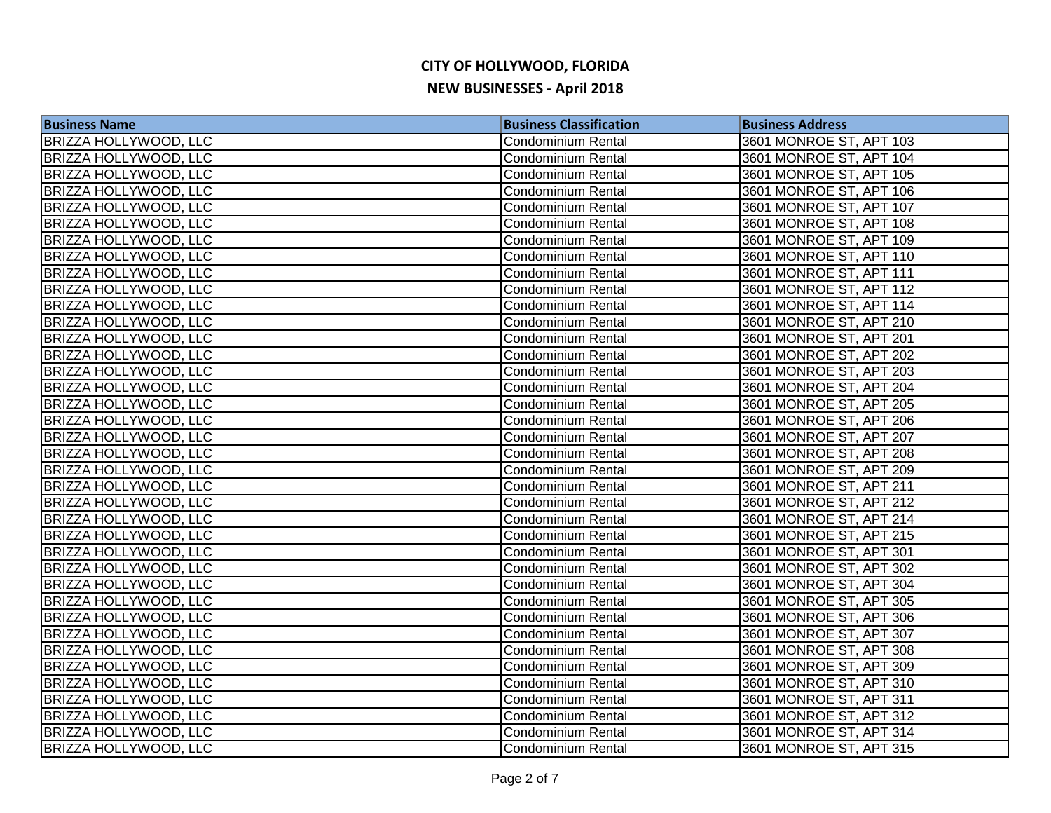# CITY OF HOLLYWOOD, FLORIDA

## NEW BUSINESSES - April 2018

| Business Name | Business Classification | Business Address |
|---|---|---|
| BRIZZA HOLLYWOOD, LLC | Condominium Rental | 3601 MONROE ST, APT 103 |
| BRIZZA HOLLYWOOD, LLC | Condominium Rental | 3601 MONROE ST, APT 104 |
| BRIZZA HOLLYWOOD, LLC | Condominium Rental | 3601 MONROE ST, APT 105 |
| BRIZZA HOLLYWOOD, LLC | Condominium Rental | 3601 MONROE ST, APT 106 |
| BRIZZA HOLLYWOOD, LLC | Condominium Rental | 3601 MONROE ST, APT 107 |
| BRIZZA HOLLYWOOD, LLC | Condominium Rental | 3601 MONROE ST, APT 108 |
| BRIZZA HOLLYWOOD, LLC | Condominium Rental | 3601 MONROE ST, APT 109 |
| BRIZZA HOLLYWOOD, LLC | Condominium Rental | 3601 MONROE ST, APT 110 |
| BRIZZA HOLLYWOOD, LLC | Condominium Rental | 3601 MONROE ST, APT 111 |
| BRIZZA HOLLYWOOD, LLC | Condominium Rental | 3601 MONROE ST, APT 112 |
| BRIZZA HOLLYWOOD, LLC | Condominium Rental | 3601 MONROE ST, APT 114 |
| BRIZZA HOLLYWOOD, LLC | Condominium Rental | 3601 MONROE ST, APT 210 |
| BRIZZA HOLLYWOOD, LLC | Condominium Rental | 3601 MONROE ST, APT 201 |
| BRIZZA HOLLYWOOD, LLC | Condominium Rental | 3601 MONROE ST, APT 202 |
| BRIZZA HOLLYWOOD, LLC | Condominium Rental | 3601 MONROE ST, APT 203 |
| BRIZZA HOLLYWOOD, LLC | Condominium Rental | 3601 MONROE ST, APT 204 |
| BRIZZA HOLLYWOOD, LLC | Condominium Rental | 3601 MONROE ST, APT 205 |
| BRIZZA HOLLYWOOD, LLC | Condominium Rental | 3601 MONROE ST, APT 206 |
| BRIZZA HOLLYWOOD, LLC | Condominium Rental | 3601 MONROE ST, APT 207 |
| BRIZZA HOLLYWOOD, LLC | Condominium Rental | 3601 MONROE ST, APT 208 |
| BRIZZA HOLLYWOOD, LLC | Condominium Rental | 3601 MONROE ST, APT 209 |
| BRIZZA HOLLYWOOD, LLC | Condominium Rental | 3601 MONROE ST, APT 211 |
| BRIZZA HOLLYWOOD, LLC | Condominium Rental | 3601 MONROE ST, APT 212 |
| BRIZZA HOLLYWOOD, LLC | Condominium Rental | 3601 MONROE ST, APT 214 |
| BRIZZA HOLLYWOOD, LLC | Condominium Rental | 3601 MONROE ST, APT 215 |
| BRIZZA HOLLYWOOD, LLC | Condominium Rental | 3601 MONROE ST, APT 301 |
| BRIZZA HOLLYWOOD, LLC | Condominium Rental | 3601 MONROE ST, APT 302 |
| BRIZZA HOLLYWOOD, LLC | Condominium Rental | 3601 MONROE ST, APT 304 |
| BRIZZA HOLLYWOOD, LLC | Condominium Rental | 3601 MONROE ST, APT 305 |
| BRIZZA HOLLYWOOD, LLC | Condominium Rental | 3601 MONROE ST, APT 306 |
| BRIZZA HOLLYWOOD, LLC | Condominium Rental | 3601 MONROE ST, APT 307 |
| BRIZZA HOLLYWOOD, LLC | Condominium Rental | 3601 MONROE ST, APT 308 |
| BRIZZA HOLLYWOOD, LLC | Condominium Rental | 3601 MONROE ST, APT 309 |
| BRIZZA HOLLYWOOD, LLC | Condominium Rental | 3601 MONROE ST, APT 310 |
| BRIZZA HOLLYWOOD, LLC | Condominium Rental | 3601 MONROE ST, APT 311 |
| BRIZZA HOLLYWOOD, LLC | Condominium Rental | 3601 MONROE ST, APT 312 |
| BRIZZA HOLLYWOOD, LLC | Condominium Rental | 3601 MONROE ST, APT 314 |
| BRIZZA HOLLYWOOD, LLC | Condominium Rental | 3601 MONROE ST, APT 315 |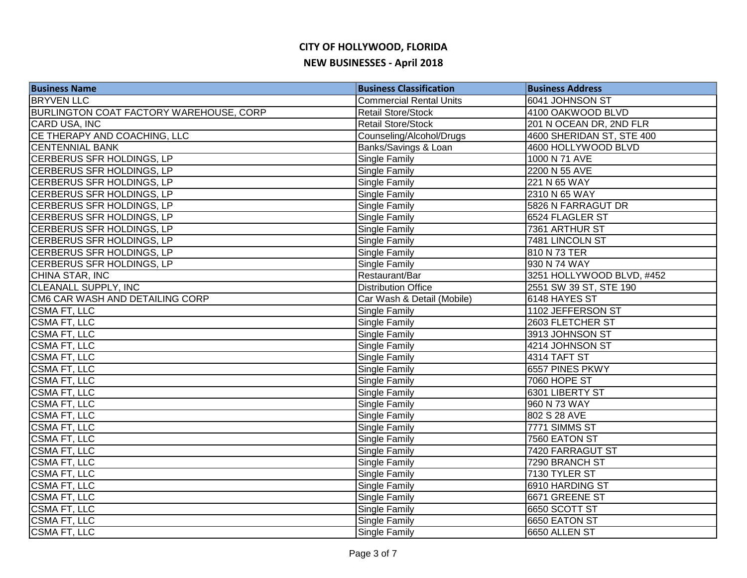# CITY OF HOLLYWOOD, FLORIDA

## NEW BUSINESSES - April 2018

| Business Name | Business Classification | Business Address |
|---|---|---|
| BRYVEN LLC | Commercial Rental Units | 6041 JOHNSON ST |
| BURLINGTON COAT FACTORY WAREHOUSE, CORP | Retail Store/Stock | 4100 OAKWOOD BLVD |
| CARD USA, INC | Retail Store/Stock | 201 N OCEAN DR, 2ND FLR |
| CE THERAPY AND COACHING, LLC | Counseling/Alcohol/Drugs | 4600 SHERIDAN ST, STE 400 |
| CENTENNIAL BANK | Banks/Savings & Loan | 4600 HOLLYWOOD BLVD |
| CERBERUS SFR HOLDINGS, LP | Single Family | 1000 N 71 AVE |
| CERBERUS SFR HOLDINGS, LP | Single Family | 2200 N 55 AVE |
| CERBERUS SFR HOLDINGS, LP | Single Family | 221 N 65 WAY |
| CERBERUS SFR HOLDINGS, LP | Single Family | 2310 N 65 WAY |
| CERBERUS SFR HOLDINGS, LP | Single Family | 5826 N FARRAGUT DR |
| CERBERUS SFR HOLDINGS, LP | Single Family | 6524 FLAGLER ST |
| CERBERUS SFR HOLDINGS, LP | Single Family | 7361 ARTHUR ST |
| CERBERUS SFR HOLDINGS, LP | Single Family | 7481 LINCOLN ST |
| CERBERUS SFR HOLDINGS, LP | Single Family | 810 N 73 TER |
| CERBERUS SFR HOLDINGS, LP | Single Family | 930 N 74 WAY |
| CHINA STAR, INC | Restaurant/Bar | 3251 HOLLYWOOD BLVD, #452 |
| CLEANALL SUPPLY, INC | Distribution Office | 2551 SW 39 ST, STE 190 |
| CM6 CAR WASH AND DETAILING CORP | Car Wash & Detail (Mobile) | 6148 HAYES ST |
| CSMA FT, LLC | Single Family | 1102 JEFFERSON ST |
| CSMA FT, LLC | Single Family | 2603 FLETCHER ST |
| CSMA FT, LLC | Single Family | 3913 JOHNSON ST |
| CSMA FT, LLC | Single Family | 4214 JOHNSON ST |
| CSMA FT, LLC | Single Family | 4314 TAFT ST |
| CSMA FT, LLC | Single Family | 6557 PINES PKWY |
| CSMA FT, LLC | Single Family | 7060 HOPE ST |
| CSMA FT, LLC | Single Family | 6301 LIBERTY ST |
| CSMA FT, LLC | Single Family | 960 N 73 WAY |
| CSMA FT, LLC | Single Family | 802 S 28 AVE |
| CSMA FT, LLC | Single Family | 7771 SIMMS ST |
| CSMA FT, LLC | Single Family | 7560 EATON ST |
| CSMA FT, LLC | Single Family | 7420 FARRAGUT ST |
| CSMA FT, LLC | Single Family | 7290 BRANCH ST |
| CSMA FT, LLC | Single Family | 7130 TYLER ST |
| CSMA FT, LLC | Single Family | 6910 HARDING ST |
| CSMA FT, LLC | Single Family | 6671 GREENE ST |
| CSMA FT, LLC | Single Family | 6650 SCOTT ST |
| CSMA FT, LLC | Single Family | 6650 EATON ST |
| CSMA FT, LLC | Single Family | 6650 ALLEN ST |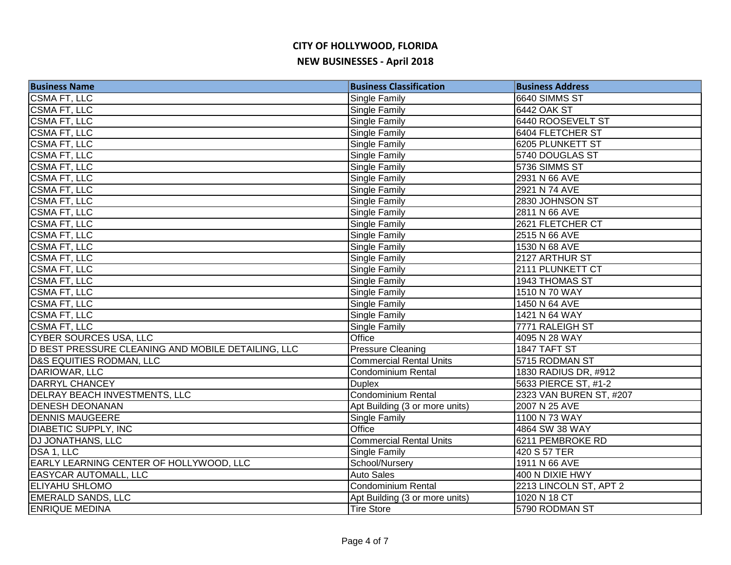# CITY OF HOLLYWOOD, FLORIDA

## NEW BUSINESSES - April 2018

| Business Name | Business Classification | Business Address |
|---|---|---|
| CSMA FT, LLC | Single Family | 6640 SIMMS ST |
| CSMA FT, LLC | Single Family | 6442 OAK ST |
| CSMA FT, LLC | Single Family | 6440 ROOSEVELT ST |
| CSMA FT, LLC | Single Family | 6404 FLETCHER ST |
| CSMA FT, LLC | Single Family | 6205 PLUNKETT ST |
| CSMA FT, LLC | Single Family | 5740 DOUGLAS ST |
| CSMA FT, LLC | Single Family | 5736 SIMMS ST |
| CSMA FT, LLC | Single Family | 2931 N 66 AVE |
| CSMA FT, LLC | Single Family | 2921 N 74 AVE |
| CSMA FT, LLC | Single Family | 2830 JOHNSON ST |
| CSMA FT, LLC | Single Family | 2811 N 66 AVE |
| CSMA FT, LLC | Single Family | 2621 FLETCHER CT |
| CSMA FT, LLC | Single Family | 2515 N 66 AVE |
| CSMA FT, LLC | Single Family | 1530 N 68 AVE |
| CSMA FT, LLC | Single Family | 2127 ARTHUR ST |
| CSMA FT, LLC | Single Family | 2111 PLUNKETT CT |
| CSMA FT, LLC | Single Family | 1943 THOMAS ST |
| CSMA FT, LLC | Single Family | 1510 N 70 WAY |
| CSMA FT, LLC | Single Family | 1450 N 64 AVE |
| CSMA FT, LLC | Single Family | 1421 N 64 WAY |
| CSMA FT, LLC | Single Family | 7771 RALEIGH ST |
| CYBER SOURCES USA, LLC | Office | 4095 N 28 WAY |
| D BEST PRESSURE CLEANING AND MOBILE DETAILING, LLC | Pressure Cleaning | 1847 TAFT ST |
| D&S EQUITIES RODMAN, LLC | Commercial Rental Units | 5715 RODMAN ST |
| DARIOWAR, LLC | Condominium Rental | 1830 RADIUS DR, #912 |
| DARRYL CHANCEY | Duplex | 5633 PIERCE ST, #1-2 |
| DELRAY BEACH INVESTMENTS, LLC | Condominium Rental | 2323 VAN BUREN ST, #207 |
| DENESH DEONANAN | Apt Building (3 or more units) | 2007 N 25 AVE |
| DENNIS MAUGEERE | Single Family | 1100 N 73 WAY |
| DIABETIC SUPPLY, INC | Office | 4864 SW 38 WAY |
| DJ JONATHANS, LLC | Commercial Rental Units | 6211 PEMBROKE RD |
| DSA 1, LLC | Single Family | 420 S 57 TER |
| EARLY LEARNING CENTER OF HOLLYWOOD, LLC | School/Nursery | 1911 N 66 AVE |
| EASYCAR AUTOMALL, LLC | Auto Sales | 400 N DIXIE HWY |
| ELIYAHU SHLOMO | Condominium Rental | 2213 LINCOLN ST, APT 2 |
| EMERALD SANDS, LLC | Apt Building (3 or more units) | 1020 N 18 CT |
| ENRIQUE MEDINA | Tire Store | 5790 RODMAN ST |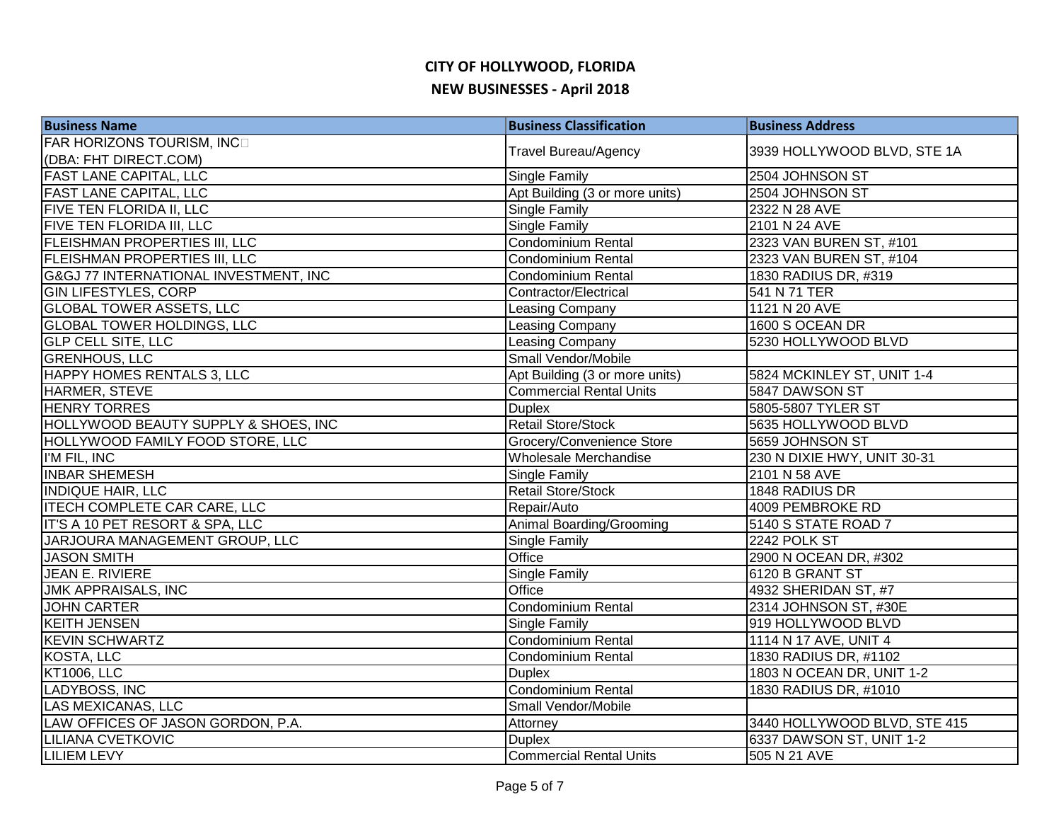# CITY OF HOLLYWOOD, FLORIDA

## NEW BUSINESSES - April 2018

| Business Name | Business Classification | Business Address |
|---|---|---|
| FAR HORIZONS TOURISM, INC (DBA: FHT DIRECT.COM) | Travel Bureau/Agency | 3939 HOLLYWOOD BLVD, STE 1A |
| FAST LANE CAPITAL, LLC | Single Family | 2504 JOHNSON ST |
| FAST LANE CAPITAL, LLC | Apt Building (3 or more units) | 2504 JOHNSON ST |
| FIVE TEN FLORIDA II, LLC | Single Family | 2322 N 28 AVE |
| FIVE TEN FLORIDA III, LLC | Single Family | 2101 N 24 AVE |
| FLEISHMAN PROPERTIES III, LLC | Condominium Rental | 2323 VAN BUREN ST, #101 |
| FLEISHMAN PROPERTIES III, LLC | Condominium Rental | 2323 VAN BUREN ST, #104 |
| G&GJ 77 INTERNATIONAL INVESTMENT, INC | Condominium Rental | 1830 RADIUS DR, #319 |
| GIN LIFESTYLES, CORP | Contractor/Electrical | 541 N 71 TER |
| GLOBAL TOWER ASSETS, LLC | Leasing Company | 1121 N 20 AVE |
| GLOBAL TOWER HOLDINGS, LLC | Leasing Company | 1600 S OCEAN DR |
| GLP CELL SITE, LLC | Leasing Company | 5230 HOLLYWOOD BLVD |
| GRENHOUS, LLC | Small Vendor/Mobile | |
| HAPPY HOMES RENTALS 3, LLC | Apt Building (3 or more units) | 5824 MCKINLEY ST, UNIT 1-4 |
| HARMER, STEVE | Commercial Rental Units | 5847 DAWSON ST |
| HENRY TORRES | Duplex | 5805-5807 TYLER ST |
| HOLLYWOOD BEAUTY SUPPLY & SHOES, INC | Retail Store/Stock | 5635 HOLLYWOOD BLVD |
| HOLLYWOOD FAMILY FOOD STORE, LLC | Grocery/Convenience Store | 5659 JOHNSON ST |
| I'M FIL, INC | Wholesale Merchandise | 230 N DIXIE HWY, UNIT 30-31 |
| INBAR SHEMESH | Single Family | 2101 N 58 AVE |
| INDIQUE HAIR, LLC | Retail Store/Stock | 1848 RADIUS DR |
| ITECH COMPLETE CAR CARE, LLC | Repair/Auto | 4009 PEMBROKE RD |
| IT'S A 10 PET RESORT & SPA, LLC | Animal Boarding/Grooming | 5140 S STATE ROAD 7 |
| JARJOURA MANAGEMENT GROUP, LLC | Single Family | 2242 POLK ST |
| JASON SMITH | Office | 2900 N OCEAN DR, #302 |
| JEAN E. RIVIERE | Single Family | 6120 B GRANT ST |
| JMK APPRAISALS, INC | Office | 4932 SHERIDAN ST, #7 |
| JOHN CARTER | Condominium Rental | 2314 JOHNSON ST, #30E |
| KEITH JENSEN | Single Family | 919 HOLLYWOOD BLVD |
| KEVIN SCHWARTZ | Condominium Rental | 1114 N 17 AVE, UNIT 4 |
| KOSTA, LLC | Condominium Rental | 1830 RADIUS DR, #1102 |
| KT1006, LLC | Duplex | 1803 N OCEAN DR, UNIT 1-2 |
| LADYBOSS, INC | Condominium Rental | 1830 RADIUS DR, #1010 |
| LAS MEXICANAS, LLC | Small Vendor/Mobile | |
| LAW OFFICES OF JASON GORDON, P.A. | Attorney | 3440 HOLLYWOOD BLVD, STE 415 |
| LILIANA CVETKOVIC | Duplex | 6337 DAWSON ST, UNIT 1-2 |
| LILIEM LEVY | Commercial Rental Units | 505 N 21 AVE |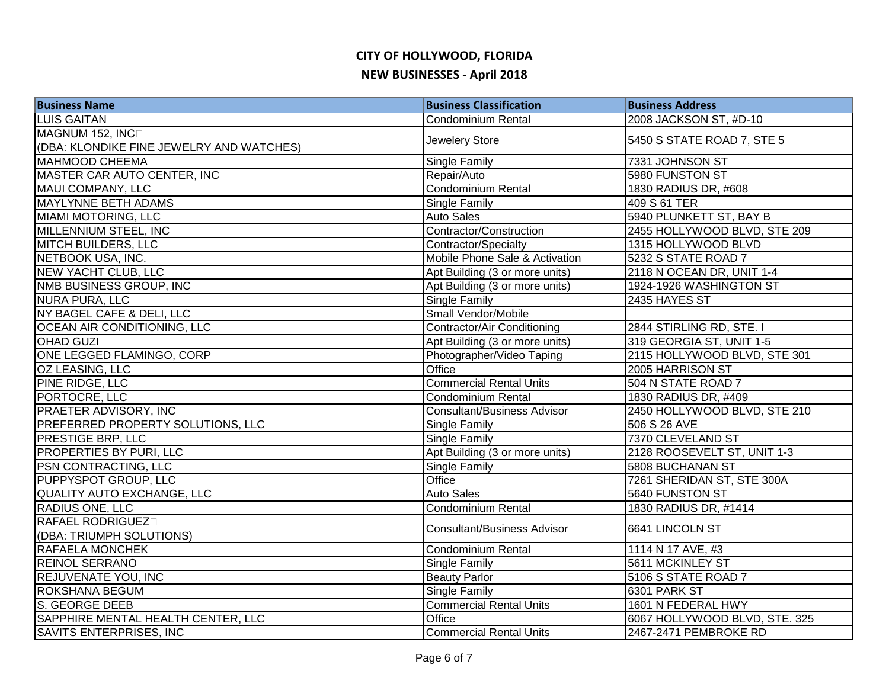# CITY OF HOLLYWOOD, FLORIDA

## NEW BUSINESSES - April 2018

| Business Name | Business Classification | Business Address |
| --- | --- | --- |
| LUIS GAITAN | Condominium Rental | 2008 JACKSON ST, #D-10 |
| MAGNUM 152, INC (DBA: KLONDIKE FINE JEWELRY AND WATCHES) | Jewelery Store | 5450 S STATE ROAD 7, STE 5 |
| MAHMOOD CHEEMA | Single Family | 7331 JOHNSON ST |
| MASTER CAR AUTO CENTER, INC | Repair/Auto | 5980 FUNSTON ST |
| MAUI COMPANY, LLC | Condominium Rental | 1830 RADIUS DR, #608 |
| MAYLYNNE BETH ADAMS | Single Family | 409 S 61 TER |
| MIAMI MOTORING, LLC | Auto Sales | 5940 PLUNKETT ST, BAY B |
| MILLENNIUM STEEL, INC | Contractor/Construction | 2455 HOLLYWOOD BLVD, STE 209 |
| MITCH BUILDERS, LLC | Contractor/Specialty | 1315 HOLLYWOOD BLVD |
| NETBOOK USA, INC. | Mobile Phone Sale & Activation | 5232 S STATE ROAD 7 |
| NEW YACHT CLUB, LLC | Apt Building (3 or more units) | 2118 N OCEAN DR, UNIT 1-4 |
| NMB BUSINESS GROUP, INC | Apt Building (3 or more units) | 1924-1926 WASHINGTON ST |
| NURA PURA, LLC | Single Family | 2435 HAYES ST |
| NY BAGEL CAFE & DELI, LLC | Small Vendor/Mobile | |
| OCEAN AIR CONDITIONING, LLC | Contractor/Air Conditioning | 2844 STIRLING RD, STE. I |
| OHAD GUZI | Apt Building (3 or more units) | 319 GEORGIA ST, UNIT 1-5 |
| ONE LEGGED FLAMINGO, CORP | Photographer/Video Taping | 2115 HOLLYWOOD BLVD, STE 301 |
| OZ LEASING, LLC | Office | 2005 HARRISON ST |
| PINE RIDGE, LLC | Commercial Rental Units | 504 N STATE ROAD 7 |
| PORTOCRE, LLC | Condominium Rental | 1830 RADIUS DR, #409 |
| PRAETER ADVISORY, INC | Consultant/Business Advisor | 2450 HOLLYWOOD BLVD, STE 210 |
| PREFERRED PROPERTY SOLUTIONS, LLC | Single Family | 506 S 26 AVE |
| PRESTIGE BRP, LLC | Single Family | 7370 CLEVELAND ST |
| PROPERTIES BY PURI, LLC | Apt Building (3 or more units) | 2128 ROOSEVELT ST, UNIT 1-3 |
| PSN CONTRACTING, LLC | Single Family | 5808 BUCHANAN ST |
| PUPPYSPOT GROUP, LLC | Office | 7261 SHERIDAN ST, STE 300A |
| QUALITY AUTO EXCHANGE, LLC | Auto Sales | 5640 FUNSTON ST |
| RADIUS ONE, LLC | Condominium Rental | 1830 RADIUS DR, #1414 |
| RAFAEL RODRIGUEZ (DBA: TRIUMPH SOLUTIONS) | Consultant/Business Advisor | 6641 LINCOLN ST |
| RAFAELA MONCHEK | Condominium Rental | 1114 N 17 AVE, #3 |
| REINOL SERRANO | Single Family | 5611 MCKINLEY ST |
| REJUVENATE YOU, INC | Beauty Parlor | 5106 S STATE ROAD 7 |
| ROKSHANA BEGUM | Single Family | 6301 PARK ST |
| S. GEORGE DEEB | Commercial Rental Units | 1601 N FEDERAL HWY |
| SAPPHIRE MENTAL HEALTH CENTER, LLC | Office | 6067 HOLLYWOOD BLVD, STE. 325 |
| SAVITS ENTERPRISES, INC | Commercial Rental Units | 2467-2471 PEMBROKE RD |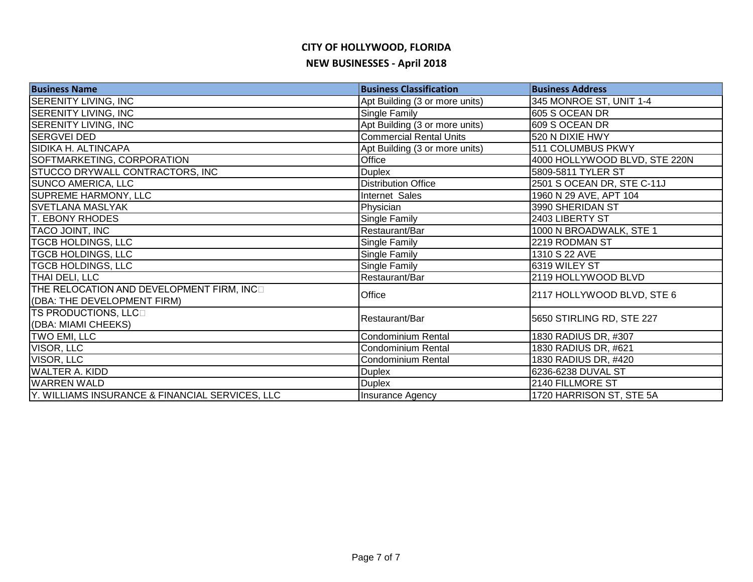# CITY OF HOLLYWOOD, FLORIDA

## NEW BUSINESSES - April 2018

| Business Name | Business Classification | Business Address |
|---|---|---|
| SERENITY LIVING, INC | Apt Building (3 or more units) | 345 MONROE ST, UNIT 1-4 |
| SERENITY LIVING, INC | Single Family | 605 S OCEAN DR |
| SERENITY LIVING, INC | Apt Building (3 or more units) | 609 S OCEAN DR |
| SERGVEI DED | Commercial Rental Units | 520 N DIXIE HWY |
| SIDIKA H. ALTINCAPA | Apt Building (3 or more units) | 511 COLUMBUS PKWY |
| SOFTMARKETING, CORPORATION | Office | 4000 HOLLYWOOD BLVD, STE 220N |
| STUCCO DRYWALL CONTRACTORS, INC | Duplex | 5809-5811 TYLER ST |
| SUNCO AMERICA, LLC | Distribution Office | 2501 S OCEAN DR, STE C-11J |
| SUPREME HARMONY, LLC | Internet Sales | 1960 N 29 AVE, APT 104 |
| SVETLANA MASLYAK | Physician | 3990 SHERIDAN ST |
| T. EBONY RHODES | Single Family | 2403 LIBERTY ST |
| TACO JOINT, INC | Restaurant/Bar | 1000 N BROADWALK, STE 1 |
| TGCB HOLDINGS, LLC | Single Family | 2219 RODMAN ST |
| TGCB HOLDINGS, LLC | Single Family | 1310 S 22 AVE |
| TGCB HOLDINGS, LLC | Single Family | 6319 WILEY ST |
| THAI DELI, LLC | Restaurant/Bar | 2119 HOLLYWOOD BLVD |
| THE RELOCATION AND DEVELOPMENT FIRM, INC (DBA: THE DEVELOPMENT FIRM) | Office | 2117 HOLLYWOOD BLVD, STE 6 |
| TS PRODUCTIONS, LLC (DBA: MIAMI CHEEKS) | Restaurant/Bar | 5650 STIRLING RD, STE 227 |
| TWO EMI, LLC | Condominium Rental | 1830 RADIUS DR, #307 |
| VISOR, LLC | Condominium Rental | 1830 RADIUS DR, #621 |
| VISOR, LLC | Condominium Rental | 1830 RADIUS DR, #420 |
| WALTER A. KIDD | Duplex | 6236-6238 DUVAL ST |
| WARREN WALD | Duplex | 2140 FILLMORE ST |
| Y. WILLIAMS INSURANCE & FINANCIAL SERVICES, LLC | Insurance Agency | 1720 HARRISON ST, STE 5A |